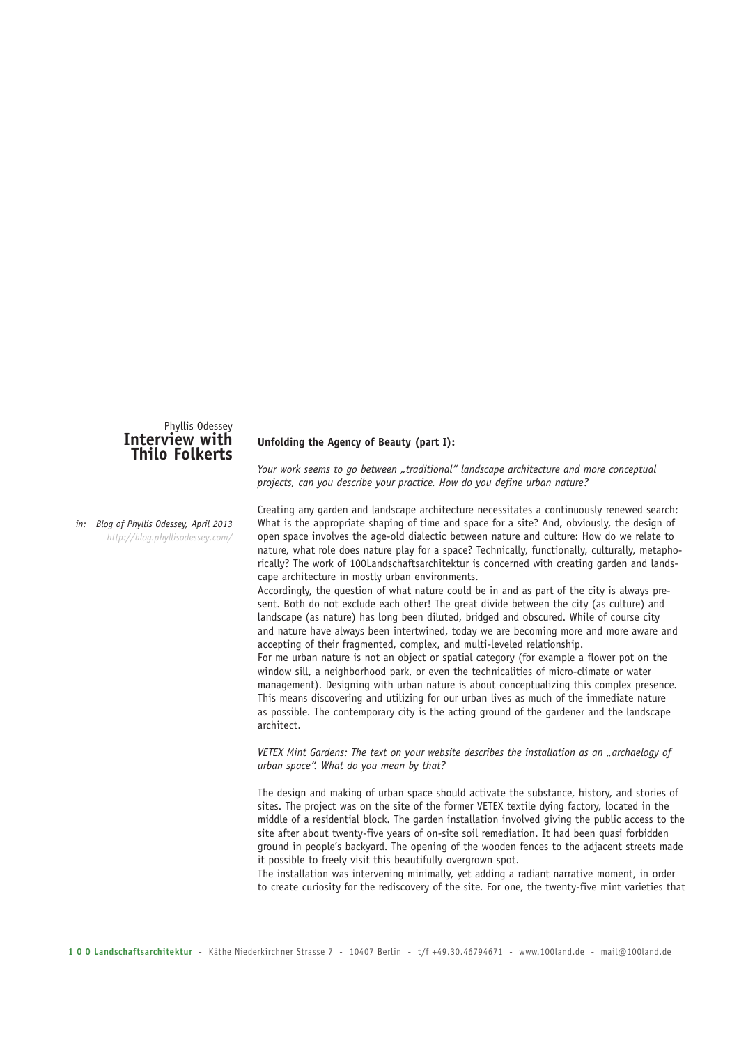Phyllis Odessey

# Interview with Thilo Folkerts

*in: Blog of Phyllis Odessey, April 2013*
*http://blog.phyllisodessey.com/*

**Unfolding the Agency of Beauty (part I):**

*Your work seems to go between „traditional“ landscape architecture and more conceptual projects, can you describe your practice. How do you define urban nature?*

Creating any garden and landscape architecture necessitates a continuously renewed search: What is the appropriate shaping of time and space for a site? And, obviously, the design of open space involves the age-old dialectic between nature and culture: How do we relate to nature, what role does nature play for a space? Technically, functionally, culturally, metaphorically? The work of 100Landschaftsarchitektur is concerned with creating garden and landscape architecture in mostly urban environments.

Accordingly, the question of what nature could be in and as part of the city is always present. Both do not exclude each other! The great divide between the city (as culture) and landscape (as nature) has long been diluted, bridged and obscured. While of course city and nature have always been intertwined, today we are becoming more and more aware and accepting of their fragmented, complex, and multi-leveled relationship.

For me urban nature is not an object or spatial category (for example a flower pot on the window sill, a neighborhood park, or even the technicalities of micro-climate or water management). Designing with urban nature is about conceptualizing this complex presence. This means discovering and utilizing for our urban lives as much of the immediate nature as possible. The contemporary city is the acting ground of the gardener and the landscape architect.

*VETEX Mint Gardens: The text on your website describes the installation as an „archaelogy of urban space“. What do you mean by that?*

The design and making of urban space should activate the substance, history, and stories of sites. The project was on the site of the former VETEX textile dying factory, located in the middle of a residential block. The garden installation involved giving the public access to the site after about twenty-five years of on-site soil remediation. It had been quasi forbidden ground in people's backyard. The opening of the wooden fences to the adjacent streets made it possible to freely visit this beautifully overgrown spot.

The installation was intervening minimally, yet adding a radiant narrative moment, in order to create curiosity for the rediscovery of the site. For one, the twenty-five mint varieties that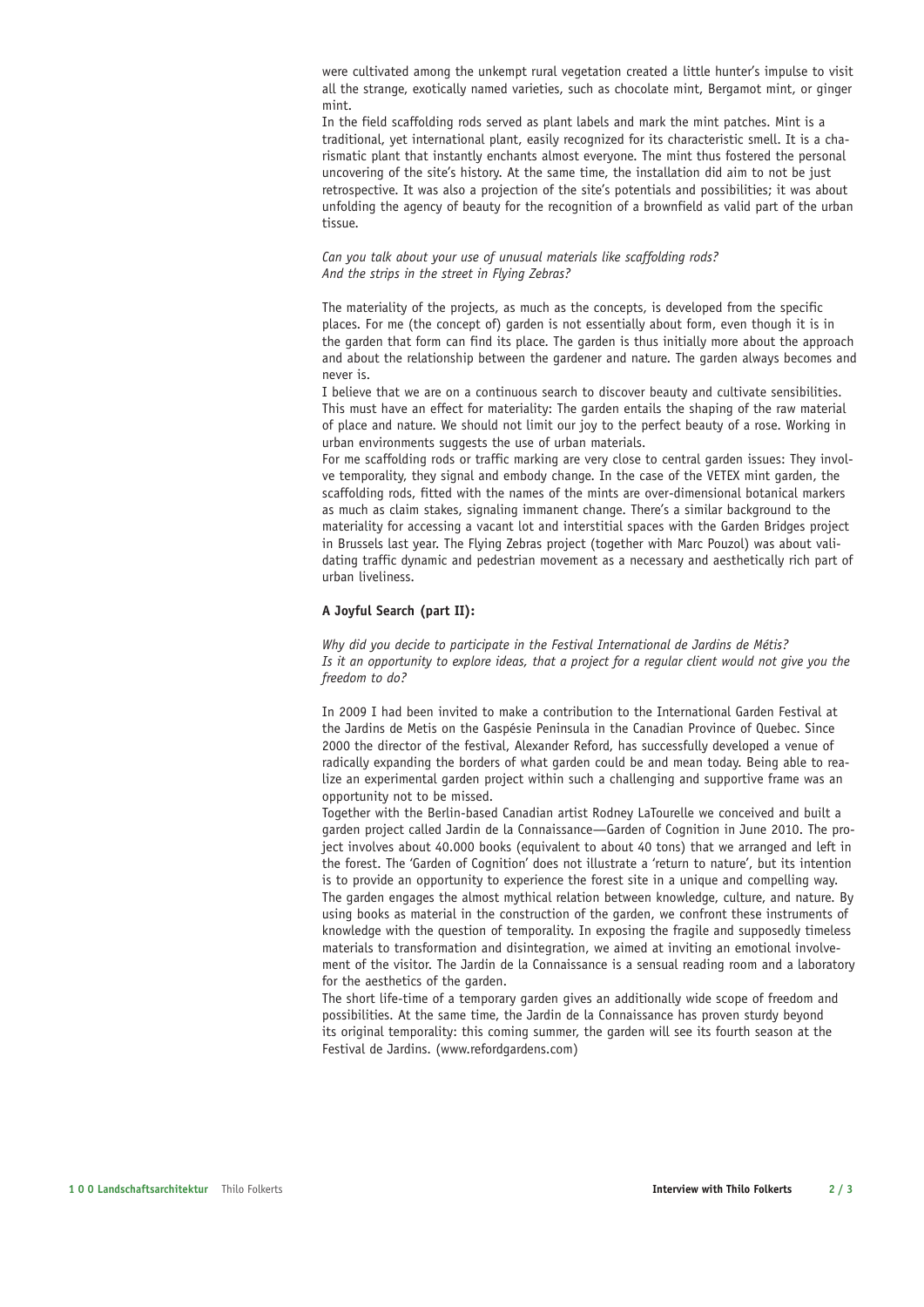were cultivated among the unkempt rural vegetation created a little hunter's impulse to visit all the strange, exotically named varieties, such as chocolate mint, Bergamot mint, or ginger mint.

In the field scaffolding rods served as plant labels and mark the mint patches. Mint is a traditional, yet international plant, easily recognized for its characteristic smell. It is a charismatic plant that instantly enchants almost everyone. The mint thus fostered the personal uncovering of the site's history. At the same time, the installation did aim to not be just retrospective. It was also a projection of the site's potentials and possibilities; it was about unfolding the agency of beauty for the recognition of a brownfield as valid part of the urban tissue.

*Can you talk about your use of unusual materials like scaffolding rods? And the strips in the street in Flying Zebras?*

The materiality of the projects, as much as the concepts, is developed from the specific places. For me (the concept of) garden is not essentially about form, even though it is in the garden that form can find its place. The garden is thus initially more about the approach and about the relationship between the gardener and nature. The garden always becomes and never is.

I believe that we are on a continuous search to discover beauty and cultivate sensibilities. This must have an effect for materiality: The garden entails the shaping of the raw material of place and nature. We should not limit our joy to the perfect beauty of a rose. Working in urban environments suggests the use of urban materials.

For me scaffolding rods or traffic marking are very close to central garden issues: They involve temporality, they signal and embody change. In the case of the VETEX mint garden, the scaffolding rods, fitted with the names of the mints are over-dimensional botanical markers as much as claim stakes, signaling immanent change. There's a similar background to the materiality for accessing a vacant lot and interstitial spaces with the Garden Bridges project in Brussels last year. The Flying Zebras project (together with Marc Pouzol) was about validating traffic dynamic and pedestrian movement as a necessary and aesthetically rich part of urban liveliness.

**A Joyful Search (part II):**

*Why did you decide to participate in the Festival International de Jardins de Métis? Is it an opportunity to explore ideas, that a project for a regular client would not give you the freedom to do?*

In 2009 I had been invited to make a contribution to the International Garden Festival at the Jardins de Metis on the Gaspésie Peninsula in the Canadian Province of Quebec. Since 2000 the director of the festival, Alexander Reford, has successfully developed a venue of radically expanding the borders of what garden could be and mean today. Being able to realize an experimental garden project within such a challenging and supportive frame was an opportunity not to be missed.

Together with the Berlin-based Canadian artist Rodney LaTourelle we conceived and built a garden project called Jardin de la Connaissance—Garden of Cognition in June 2010. The project involves about 40.000 books (equivalent to about 40 tons) that we arranged and left in the forest. The 'Garden of Cognition' does not illustrate a 'return to nature', but its intention is to provide an opportunity to experience the forest site in a unique and compelling way. The garden engages the almost mythical relation between knowledge, culture, and nature. By using books as material in the construction of the garden, we confront these instruments of knowledge with the question of temporality. In exposing the fragile and supposedly timeless materials to transformation and disintegration, we aimed at inviting an emotional involvement of the visitor. The Jardin de la Connaissance is a sensual reading room and a laboratory for the aesthetics of the garden.

The short life-time of a temporary garden gives an additionally wide scope of freedom and possibilities. At the same time, the Jardin de la Connaissance has proven sturdy beyond its original temporality: this coming summer, the garden will see its fourth season at the Festival de Jardins. (www.refordgardens.com)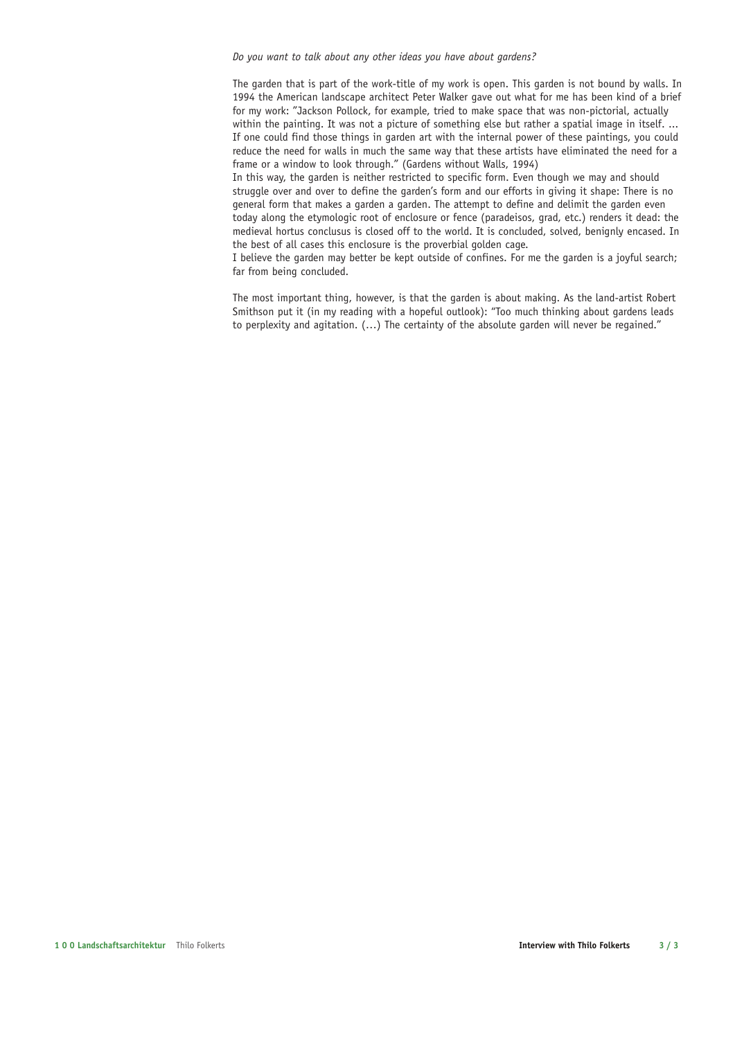*Do you want to talk about any other ideas you have about gardens?*

The garden that is part of the work-title of my work is open. This garden is not bound by walls. In 1994 the American landscape architect Peter Walker gave out what for me has been kind of a brief for my work: "Jackson Pollock, for example, tried to make space that was non-pictorial, actually within the painting. It was not a picture of something else but rather a spatial image in itself. ... If one could find those things in garden art with the internal power of these paintings, you could reduce the need for walls in much the same way that these artists have eliminated the need for a frame or a window to look through." (Gardens without Walls, 1994)
In this way, the garden is neither restricted to specific form. Even though we may and should struggle over and over to define the garden's form and our efforts in giving it shape: There is no general form that makes a garden a garden. The attempt to define and delimit the garden even today along the etymologic root of enclosure or fence (paradeisos, grad, etc.) renders it dead: the medieval hortus conclusus is closed off to the world. It is concluded, solved, benignly encased. In the best of all cases this enclosure is the proverbial golden cage.
I believe the garden may better be kept outside of confines. For me the garden is a joyful search; far from being concluded.

The most important thing, however, is that the garden is about making. As the land-artist Robert Smithson put it (in my reading with a hopeful outlook): "Too much thinking about gardens leads to perplexity and agitation. (…) The certainty of the absolute garden will never be regained."